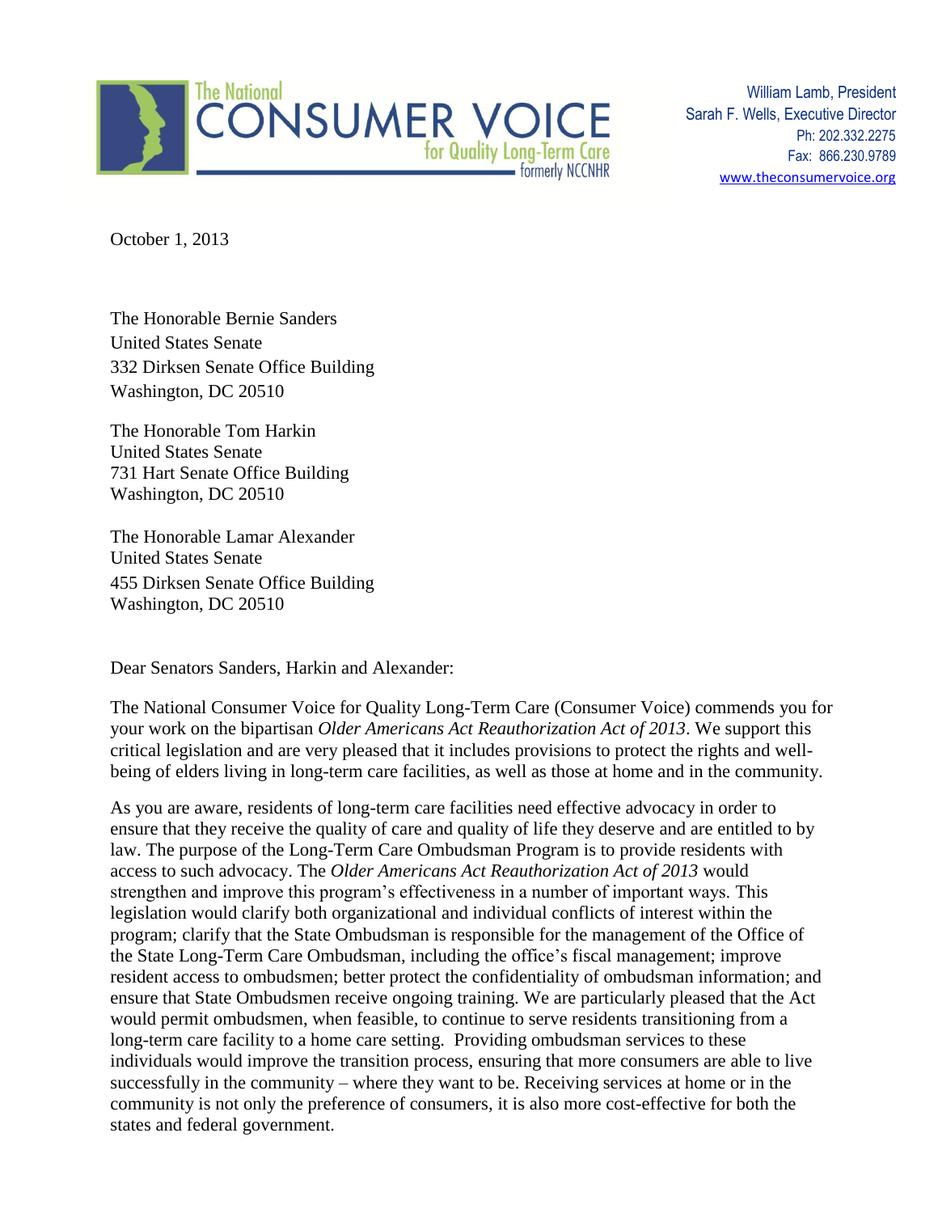The National
CONSUMER VOICE
for Quality Long-Term Care
formerly NCCNHR

William Lamb, President
Sarah F. Wells, Executive Director
Ph: 202.332.2275
Fax: 866.230.9789
www.theconsumervoice.org

October 1, 2013

The Honorable Bernie Sanders
United States Senate
332 Dirksen Senate Office Building
Washington, DC 20510

The Honorable Tom Harkin
United States Senate
731 Hart Senate Office Building
Washington, DC 20510

The Honorable Lamar Alexander
United States Senate
455 Dirksen Senate Office Building
Washington, DC 20510

Dear Senators Sanders, Harkin and Alexander:

The National Consumer Voice for Quality Long-Term Care (Consumer Voice) commends you for your work on the bipartisan *Older Americans Act Reauthorization Act of 2013*. We support this critical legislation and are very pleased that it includes provisions to protect the rights and well-being of elders living in long-term care facilities, as well as those at home and in the community.

As you are aware, residents of long-term care facilities need effective advocacy in order to ensure that they receive the quality of care and quality of life they deserve and are entitled to by law. The purpose of the Long-Term Care Ombudsman Program is to provide residents with access to such advocacy. The *Older Americans Act Reauthorization Act of 2013* would strengthen and improve this program's effectiveness in a number of important ways. This legislation would clarify both organizational and individual conflicts of interest within the program; clarify that the State Ombudsman is responsible for the management of the Office of the State Long-Term Care Ombudsman, including the office's fiscal management; improve resident access to ombudsmen; better protect the confidentiality of ombudsman information; and ensure that State Ombudsmen receive ongoing training. We are particularly pleased that the Act would permit ombudsmen, when feasible, to continue to serve residents transitioning from a long-term care facility to a home care setting. Providing ombudsman services to these individuals would improve the transition process, ensuring that more consumers are able to live successfully in the community – where they want to be. Receiving services at home or in the community is not only the preference of consumers, it is also more cost-effective for both the states and federal government.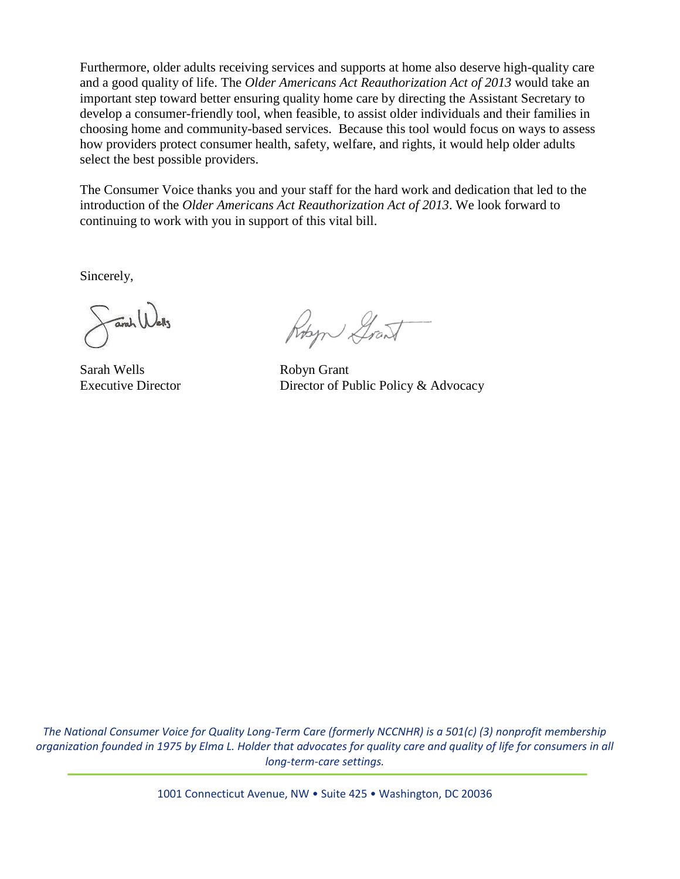Furthermore, older adults receiving services and supports at home also deserve high-quality care and a good quality of life. The *Older Americans Act Reauthorization Act of 2013* would take an important step toward better ensuring quality home care by directing the Assistant Secretary to develop a consumer-friendly tool, when feasible, to assist older individuals and their families in choosing home and community-based services. Because this tool would focus on ways to assess how providers protect consumer health, safety, welfare, and rights, it would help older adults select the best possible providers.

The Consumer Voice thanks you and your staff for the hard work and dedication that led to the introduction of the *Older Americans Act Reauthorization Act of 2013*. We look forward to continuing to work with you in support of this vital bill.

Sincerely,

Sarah Wells
Executive Director

Robyn Grant
Director of Public Policy & Advocacy

*The National Consumer Voice for Quality Long-Term Care (formerly NCCNHR) is a 501(c) (3) nonprofit membership organization founded in 1975 by Elma L. Holder that advocates for quality care and quality of life for consumers in all long-term-care settings.*

1001 Connecticut Avenue, NW • Suite 425 • Washington, DC 20036